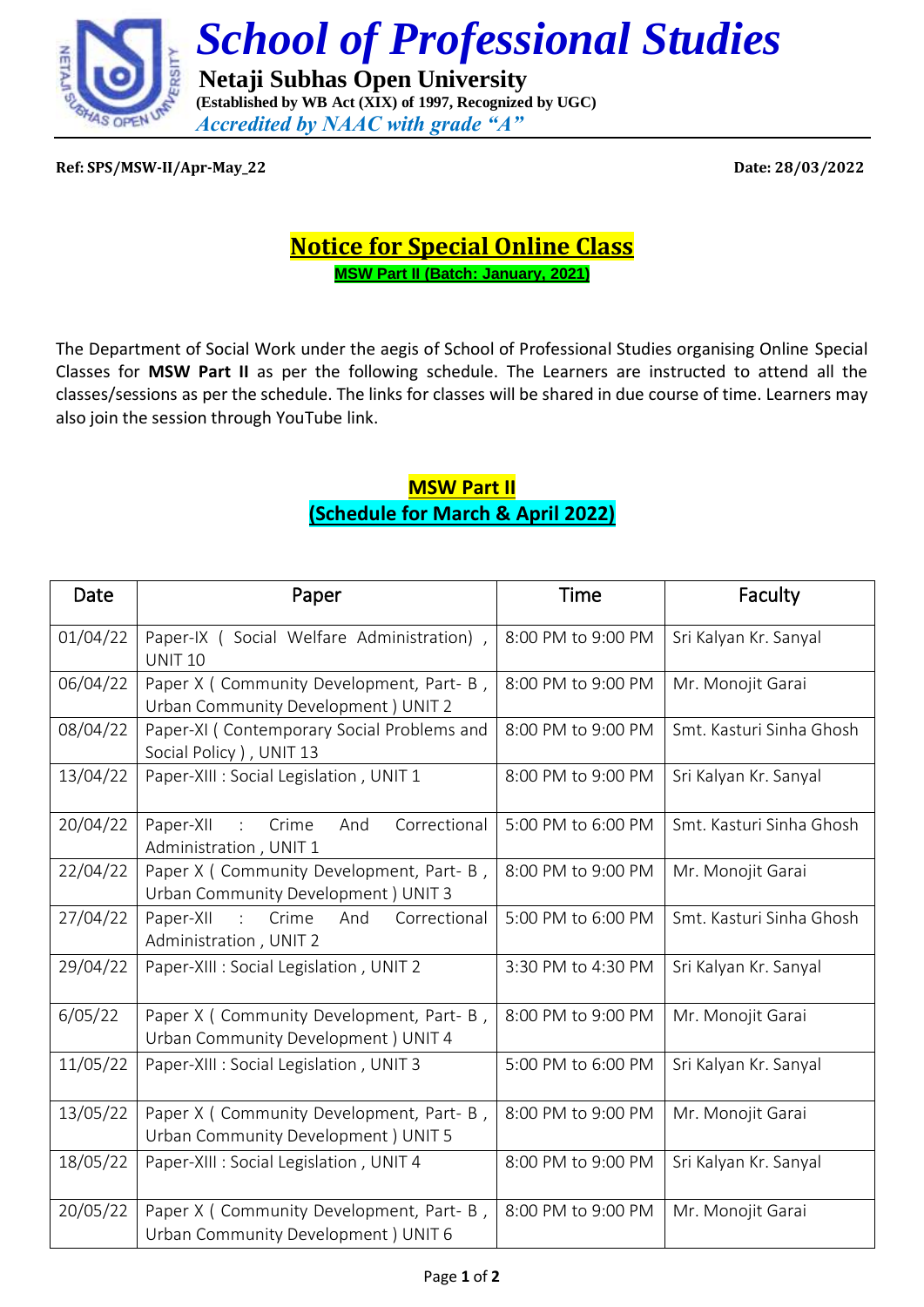# *School of Professional Studies*

**Netaji Subhas Open University**

**(Established by WB Act (XIX) of 1997, Recognized by UGC)**

*Accredited by NAAC with grade "A"*

**Ref: SPS/MSW-II/Apr-May_22** **Date: 28/03/2022**

## Notice for Special Online Class

**MSW Part II (Batch: January, 2021)**

The Department of Social Work under the aegis of School of Professional Studies organising Online Special Classes for **MSW Part II** as per the following schedule. The Learners are instructed to attend all the classes/sessions as per the schedule. The links for classes will be shared in due course of time. Learners may also join the session through YouTube link.

### MSW Part II
### (Schedule for March & April 2022)

| Date | Paper | Time | Faculty |
|---|---|---|---|
| 01/04/22 | Paper-IX ( Social Welfare Administration) , UNIT 10 | 8:00 PM to 9:00 PM | Sri Kalyan Kr. Sanyal |
| 06/04/22 | Paper X ( Community Development, Part- B , Urban Community Development ) UNIT 2 | 8:00 PM to 9:00 PM | Mr. Monojit Garai |
| 08/04/22 | Paper-XI ( Contemporary Social Problems and Social Policy ) , UNIT 13 | 8:00 PM to 9:00 PM | Smt. Kasturi Sinha Ghosh |
| 13/04/22 | Paper-XIII : Social Legislation , UNIT 1 | 8:00 PM to 9:00 PM | Sri Kalyan Kr. Sanyal |
| 20/04/22 | Paper-XII : Crime And Correctional Administration , UNIT 1 | 5:00 PM to 6:00 PM | Smt. Kasturi Sinha Ghosh |
| 22/04/22 | Paper X ( Community Development, Part- B , Urban Community Development ) UNIT 3 | 8:00 PM to 9:00 PM | Mr. Monojit Garai |
| 27/04/22 | Paper-XII : Crime And Correctional Administration , UNIT 2 | 5:00 PM to 6:00 PM | Smt. Kasturi Sinha Ghosh |
| 29/04/22 | Paper-XIII : Social Legislation , UNIT 2 | 3:30 PM to 4:30 PM | Sri Kalyan Kr. Sanyal |
| 6/05/22 | Paper X ( Community Development, Part- B , Urban Community Development ) UNIT 4 | 8:00 PM to 9:00 PM | Mr. Monojit Garai |
| 11/05/22 | Paper-XIII : Social Legislation , UNIT 3 | 5:00 PM to 6:00 PM | Sri Kalyan Kr. Sanyal |
| 13/05/22 | Paper X ( Community Development, Part- B , Urban Community Development ) UNIT 5 | 8:00 PM to 9:00 PM | Mr. Monojit Garai |
| 18/05/22 | Paper-XIII : Social Legislation , UNIT 4 | 8:00 PM to 9:00 PM | Sri Kalyan Kr. Sanyal |
| 20/05/22 | Paper X ( Community Development, Part- B , Urban Community Development ) UNIT 6 | 8:00 PM to 9:00 PM | Mr. Monojit Garai |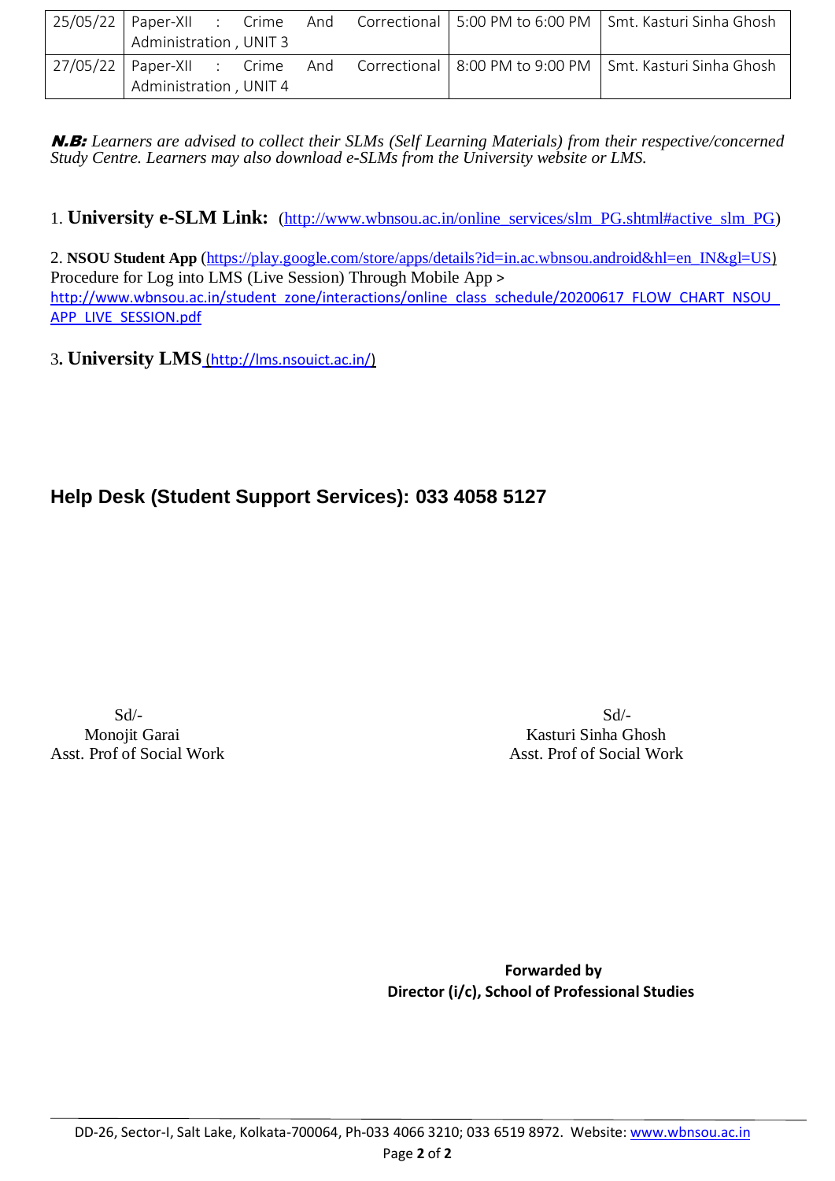| | | | |
|---|---|---|---|
| 25/05/22 | Paper-XII : Crime And Correctional Administration , UNIT 3 | 5:00 PM to 6:00 PM | Smt. Kasturi Sinha Ghosh |
| 27/05/22 | Paper-XII : Crime And Correctional Administration , UNIT 4 | 8:00 PM to 9:00 PM | Smt. Kasturi Sinha Ghosh |

***N.B:*** *Learners are advised to collect their SLMs (Self Learning Materials) from their respective/concerned Study Centre. Learners may also download e-SLMs from the University website or LMS.*

1. **University e-SLM Link:** (http://www.wbnsou.ac.in/online_services/slm_PG.shtml#active_slm_PG)

2. **NSOU Student App** (https://play.google.com/store/apps/details?id=in.ac.wbnsou.android&hl=en_IN&gl=US)
Procedure for Log into LMS (Live Session) Through Mobile App >
http://www.wbnsou.ac.in/student_zone/interactions/online_class_schedule/20200617_FLOW_CHART_NSOU_APP_LIVE_SESSION.pdf

3. **University LMS** (http://lms.nsouict.ac.in/)

## Help Desk (Student Support Services): 033 4058 5127

Sd/-
Monojit Garai
Asst. Prof of Social Work

Sd/-
Kasturi Sinha Ghosh
Asst. Prof of Social Work

**Forwarded by**
**Director (i/c), School of Professional Studies**

DD-26, Sector-I, Salt Lake, Kolkata-700064, Ph-033 4066 3210; 033 6519 8972. Website: www.wbnsou.ac.in